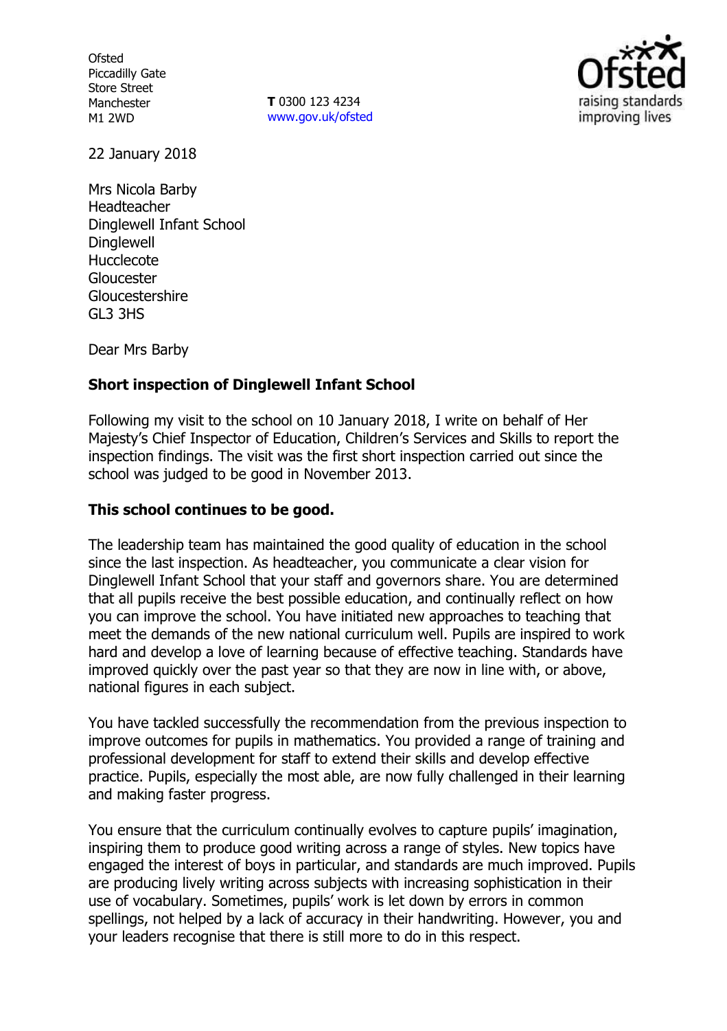Ofsted
Piccadilly Gate
Store Street
Manchester
M1 2WD

**T** 0300 123 4234
www.gov.uk/ofsted

22 January 2018

Mrs Nicola Barby
Headteacher
Dinglewell Infant School
Dinglewell
Hucclecote
Gloucester
Gloucestershire
GL3 3HS

Dear Mrs Barby

**Short inspection of Dinglewell Infant School**

Following my visit to the school on 10 January 2018, I write on behalf of Her Majesty's Chief Inspector of Education, Children's Services and Skills to report the inspection findings. The visit was the first short inspection carried out since the school was judged to be good in November 2013.

**This school continues to be good.**

The leadership team has maintained the good quality of education in the school since the last inspection. As headteacher, you communicate a clear vision for Dinglewell Infant School that your staff and governors share. You are determined that all pupils receive the best possible education, and continually reflect on how you can improve the school. You have initiated new approaches to teaching that meet the demands of the new national curriculum well. Pupils are inspired to work hard and develop a love of learning because of effective teaching. Standards have improved quickly over the past year so that they are now in line with, or above, national figures in each subject.

You have tackled successfully the recommendation from the previous inspection to improve outcomes for pupils in mathematics. You provided a range of training and professional development for staff to extend their skills and develop effective practice. Pupils, especially the most able, are now fully challenged in their learning and making faster progress.

You ensure that the curriculum continually evolves to capture pupils' imagination, inspiring them to produce good writing across a range of styles. New topics have engaged the interest of boys in particular, and standards are much improved. Pupils are producing lively writing across subjects with increasing sophistication in their use of vocabulary. Sometimes, pupils' work is let down by errors in common spellings, not helped by a lack of accuracy in their handwriting. However, you and your leaders recognise that there is still more to do in this respect.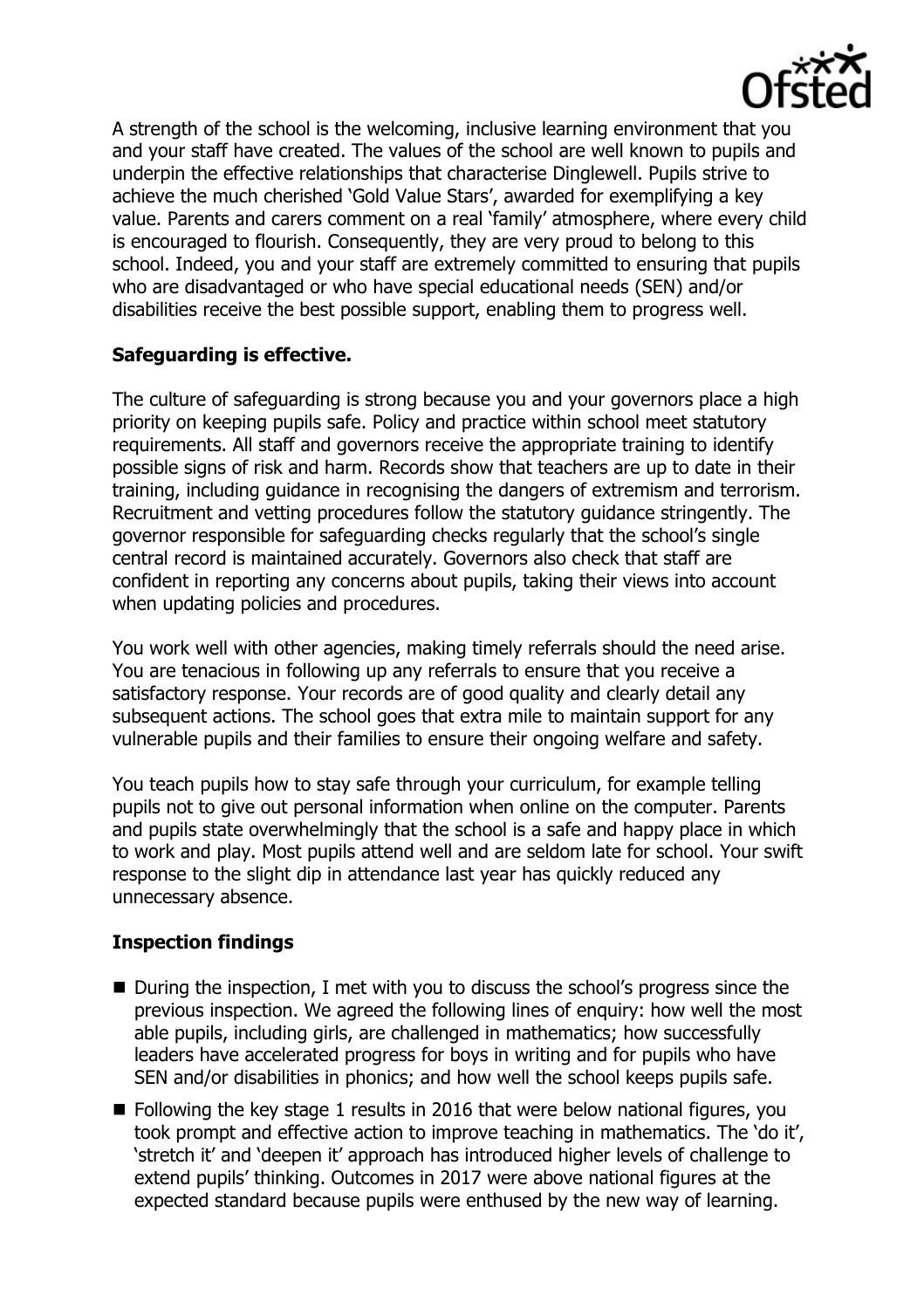A strength of the school is the welcoming, inclusive learning environment that you and your staff have created. The values of the school are well known to pupils and underpin the effective relationships that characterise Dinglewell. Pupils strive to achieve the much cherished 'Gold Value Stars', awarded for exemplifying a key value. Parents and carers comment on a real 'family' atmosphere, where every child is encouraged to flourish. Consequently, they are very proud to belong to this school. Indeed, you and your staff are extremely committed to ensuring that pupils who are disadvantaged or who have special educational needs (SEN) and/or disabilities receive the best possible support, enabling them to progress well.

## Safeguarding is effective.

The culture of safeguarding is strong because you and your governors place a high priority on keeping pupils safe. Policy and practice within school meet statutory requirements. All staff and governors receive the appropriate training to identify possible signs of risk and harm. Records show that teachers are up to date in their training, including guidance in recognising the dangers of extremism and terrorism. Recruitment and vetting procedures follow the statutory guidance stringently. The governor responsible for safeguarding checks regularly that the school's single central record is maintained accurately. Governors also check that staff are confident in reporting any concerns about pupils, taking their views into account when updating policies and procedures.

You work well with other agencies, making timely referrals should the need arise. You are tenacious in following up any referrals to ensure that you receive a satisfactory response. Your records are of good quality and clearly detail any subsequent actions. The school goes that extra mile to maintain support for any vulnerable pupils and their families to ensure their ongoing welfare and safety.

You teach pupils how to stay safe through your curriculum, for example telling pupils not to give out personal information when online on the computer. Parents and pupils state overwhelmingly that the school is a safe and happy place in which to work and play. Most pupils attend well and are seldom late for school. Your swift response to the slight dip in attendance last year has quickly reduced any unnecessary absence.

## Inspection findings

- During the inspection, I met with you to discuss the school's progress since the previous inspection. We agreed the following lines of enquiry: how well the most able pupils, including girls, are challenged in mathematics; how successfully leaders have accelerated progress for boys in writing and for pupils who have SEN and/or disabilities in phonics; and how well the school keeps pupils safe.
- Following the key stage 1 results in 2016 that were below national figures, you took prompt and effective action to improve teaching in mathematics. The 'do it', 'stretch it' and 'deepen it' approach has introduced higher levels of challenge to extend pupils' thinking. Outcomes in 2017 were above national figures at the expected standard because pupils were enthused by the new way of learning.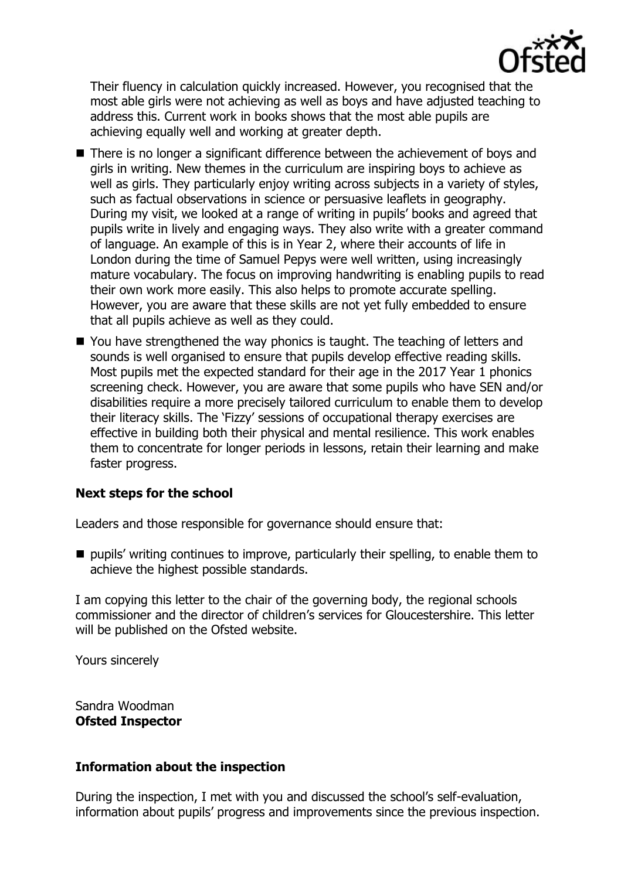Their fluency in calculation quickly increased. However, you recognised that the most able girls were not achieving as well as boys and have adjusted teaching to address this. Current work in books shows that the most able pupils are achieving equally well and working at greater depth.

- There is no longer a significant difference between the achievement of boys and girls in writing. New themes in the curriculum are inspiring boys to achieve as well as girls. They particularly enjoy writing across subjects in a variety of styles, such as factual observations in science or persuasive leaflets in geography. During my visit, we looked at a range of writing in pupils' books and agreed that pupils write in lively and engaging ways. They also write with a greater command of language. An example of this is in Year 2, where their accounts of life in London during the time of Samuel Pepys were well written, using increasingly mature vocabulary. The focus on improving handwriting is enabling pupils to read their own work more easily. This also helps to promote accurate spelling. However, you are aware that these skills are not yet fully embedded to ensure that all pupils achieve as well as they could.
- You have strengthened the way phonics is taught. The teaching of letters and sounds is well organised to ensure that pupils develop effective reading skills. Most pupils met the expected standard for their age in the 2017 Year 1 phonics screening check. However, you are aware that some pupils who have SEN and/or disabilities require a more precisely tailored curriculum to enable them to develop their literacy skills. The 'Fizzy' sessions of occupational therapy exercises are effective in building both their physical and mental resilience. This work enables them to concentrate for longer periods in lessons, retain their learning and make faster progress.

## Next steps for the school

Leaders and those responsible for governance should ensure that:

- pupils' writing continues to improve, particularly their spelling, to enable them to achieve the highest possible standards.

I am copying this letter to the chair of the governing body, the regional schools commissioner and the director of children's services for Gloucestershire. This letter will be published on the Ofsted website.

Yours sincerely

Sandra Woodman
**Ofsted Inspector**

## Information about the inspection

During the inspection, I met with you and discussed the school's self-evaluation, information about pupils' progress and improvements since the previous inspection.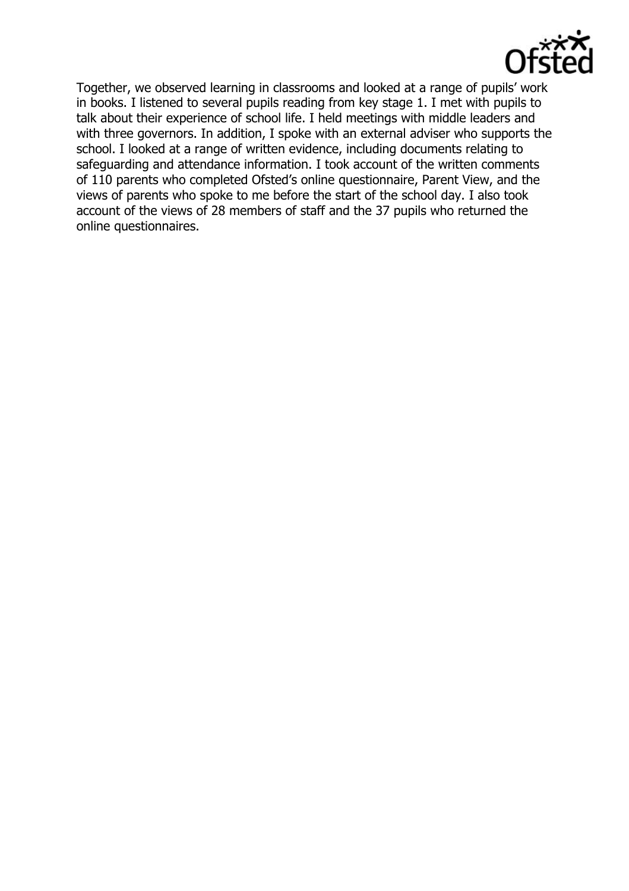Together, we observed learning in classrooms and looked at a range of pupils' work in books. I listened to several pupils reading from key stage 1. I met with pupils to talk about their experience of school life. I held meetings with middle leaders and with three governors. In addition, I spoke with an external adviser who supports the school. I looked at a range of written evidence, including documents relating to safeguarding and attendance information. I took account of the written comments of 110 parents who completed Ofsted's online questionnaire, Parent View, and the views of parents who spoke to me before the start of the school day. I also took account of the views of 28 members of staff and the 37 pupils who returned the online questionnaires.